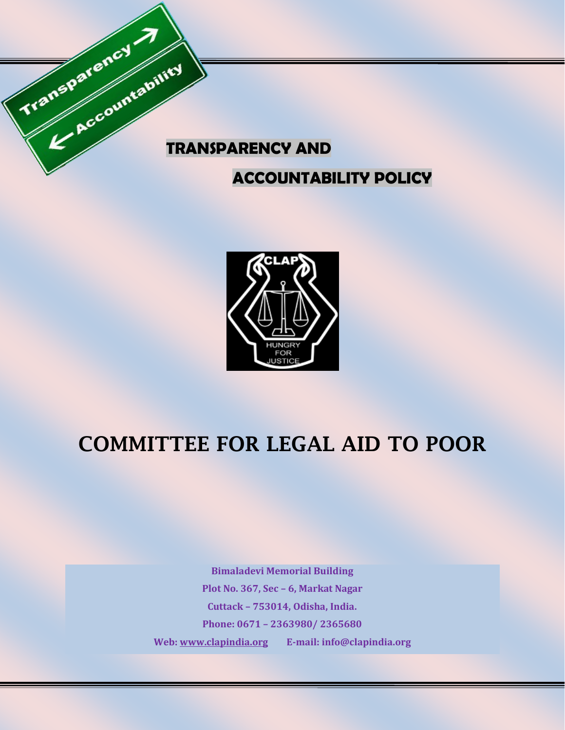# TRANSPARENCY AND ACCOUNTABILITY POLICY

# COMMITTEE FOR LEGAL AID TO POOR

**Bimaladevi Memorial Building**
**Plot No. 367, Sec – 6, Markat Nagar**
**Cuttack – 753014, Odisha, India.**
**Phone: 0671 – 2363980/ 2365680**
**Web: www.clapindia.org E-mail: info@clapindia.org**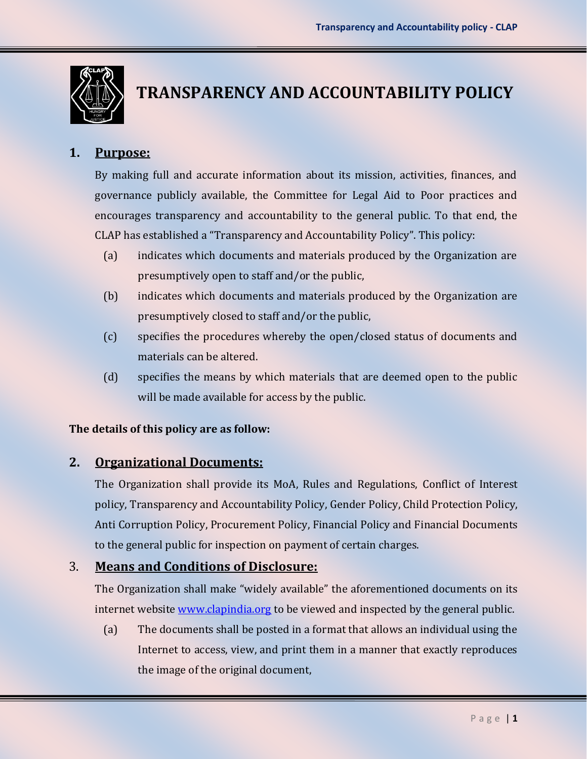# TRANSPARENCY AND ACCOUNTABILITY POLICY

## 1. Purpose:

By making full and accurate information about its mission, activities, finances, and governance publicly available, the Committee for Legal Aid to Poor practices and encourages transparency and accountability to the general public. To that end, the CLAP has established a "Transparency and Accountability Policy". This policy:

(a) indicates which documents and materials produced by the Organization are presumptively open to staff and/or the public,

(b) indicates which documents and materials produced by the Organization are presumptively closed to staff and/or the public,

(c) specifies the procedures whereby the open/closed status of documents and materials can be altered.

(d) specifies the means by which materials that are deemed open to the public will be made available for access by the public.

**The details of this policy are as follow:**

## 2. Organizational Documents:

The Organization shall provide its MoA, Rules and Regulations, Conflict of Interest policy, Transparency and Accountability Policy, Gender Policy, Child Protection Policy, Anti Corruption Policy, Procurement Policy, Financial Policy and Financial Documents to the general public for inspection on payment of certain charges.

## 3. Means and Conditions of Disclosure:

The Organization shall make "widely available" the aforementioned documents on its internet website www.clapindia.org to be viewed and inspected by the general public.

(a) The documents shall be posted in a format that allows an individual using the Internet to access, view, and print them in a manner that exactly reproduces the image of the original document,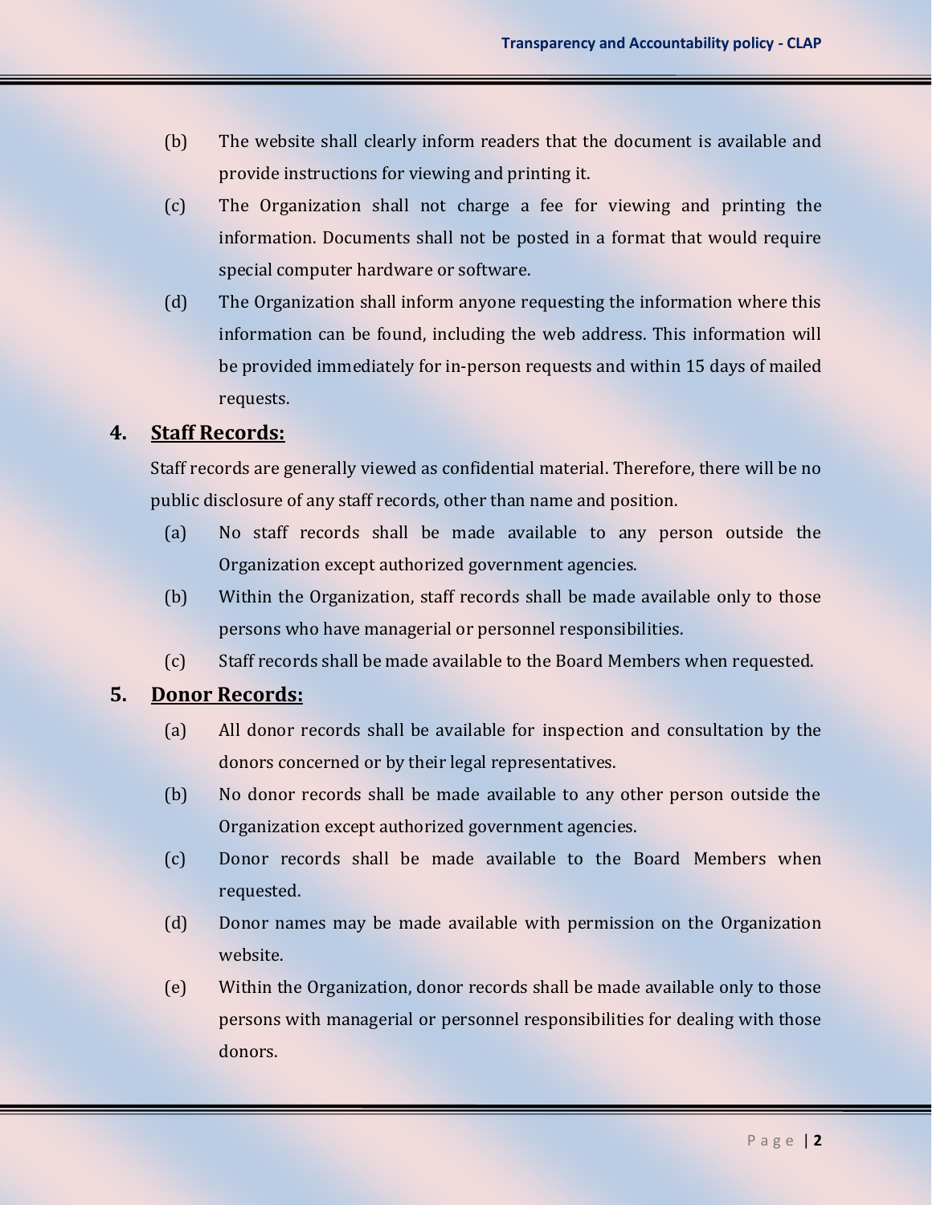(b) The website shall clearly inform readers that the document is available and provide instructions for viewing and printing it.

(c) The Organization shall not charge a fee for viewing and printing the information. Documents shall not be posted in a format that would require special computer hardware or software.

(d) The Organization shall inform anyone requesting the information where this information can be found, including the web address. This information will be provided immediately for in-person requests and within 15 days of mailed requests.

## 4. **Staff Records:**

Staff records are generally viewed as confidential material. Therefore, there will be no public disclosure of any staff records, other than name and position.

(a) No staff records shall be made available to any person outside the Organization except authorized government agencies.

(b) Within the Organization, staff records shall be made available only to those persons who have managerial or personnel responsibilities.

(c) Staff records shall be made available to the Board Members when requested.

## 5. **Donor Records:**

(a) All donor records shall be available for inspection and consultation by the donors concerned or by their legal representatives.

(b) No donor records shall be made available to any other person outside the Organization except authorized government agencies.

(c) Donor records shall be made available to the Board Members when requested.

(d) Donor names may be made available with permission on the Organization website.

(e) Within the Organization, donor records shall be made available only to those persons with managerial or personnel responsibilities for dealing with those donors.